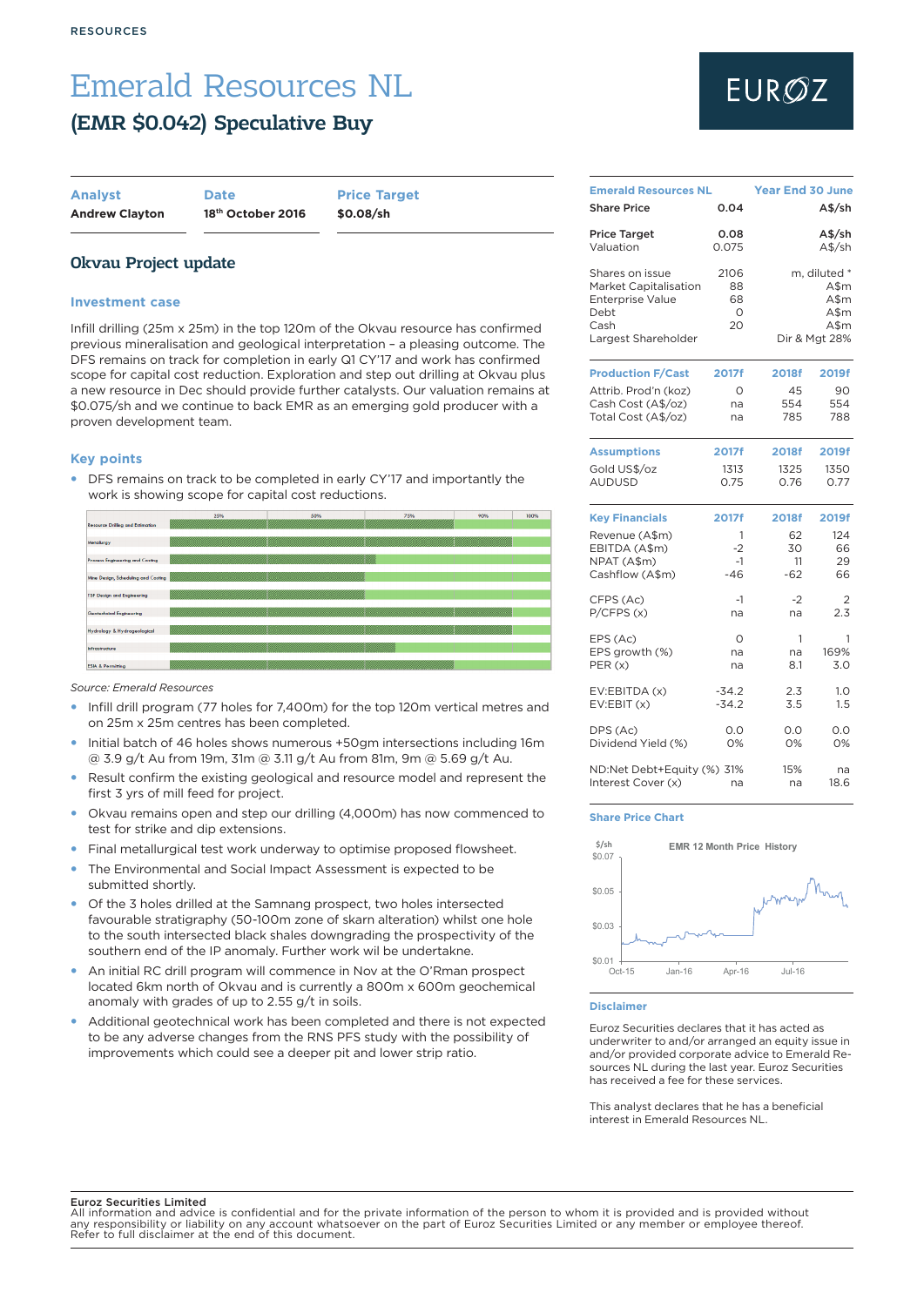RESOURCES

# Emerald Resources NL

## (EMR $0.042) Speculative Buy

| Analyst | Date | Price Target |
|---|---|---|
| Andrew Clayton | 18th October 2016 | $0.08/sh |

### Okvau Project update

#### Investment case

Infill drilling (25m x 25m) in the top 120m of the Okvau resource has confirmed previous mineralisation and geological interpretation – a pleasing outcome. The DFS remains on track for completion in early Q1 CY'17 and work has confirmed scope for capital cost reduction. Exploration and step out drilling at Okvau plus a new resource in Dec should provide further catalysts. Our valuation remains at $0.075/sh and we continue to back EMR as an emerging gold producer with a proven development team.

#### Key points

- DFS remains on track to be completed in early CY'17 and importantly the work is showing scope for capital cost reductions.

| | 25% | 50% | 75% | 90% | 100% |
|---|---|---|---|---|---|
| Resource Drilling and Estimation | | | | | |
| Metallurgy | | | | | |
| Process Engineering and Costing | | | | | |
| Mine Design, Scheduling and Costing | | | | | |
| TSF Design and Engineering | | | | | |
| Geotechnical Engineering | | | | | |
| Hydrology & Hydrogeological | | | | | |
| Infrastructure | | | | | |
| ESIA & Permitting | | | | | |

*Source: Emerald Resources*

- Infill drill program (77 holes for 7,400m) for the top 120m vertical metres and on 25m x 25m centres has been completed.
- Initial batch of 46 holes shows numerous +50gm intersections including 16m @ 3.9 g/t Au from 19m, 31m @ 3.11 g/t Au from 81m, 9m @ 5.69 g/t Au.
- Result confirm the existing geological and resource model and represent the first 3 yrs of mill feed for project.
- Okvau remains open and step our drilling (4,000m) has now commenced to test for strike and dip extensions.
- Final metallurgical test work underway to optimise proposed flowsheet.
- The Environmental and Social Impact Assessment is expected to be submitted shortly.
- Of the 3 holes drilled at the Samnang prospect, two holes intersected favourable stratigraphy (50-100m zone of skarn alteration) whilst one hole to the south intersected black shales downgrading the prospectivity of the southern end of the IP anomaly. Further work wil be undertakne.
- An initial RC drill program will commence in Nov at the O'Rman prospect located 6km north of Okvau and is currently a 800m x 600m geochemical anomaly with grades of up to 2.55 g/t in soils.
- Additional geotechnical work has been completed and there is not expected to be any adverse changes from the RNS PFS study with the possibility of improvements which could see a deeper pit and lower strip ratio.

| Emerald Resources NL | | Year End 30 June |
|---|---|---|
| Share Price | 0.04 | A$/sh |
| Price Target | 0.08 | A$/sh |
| Valuation | 0.075 | A$/sh |
| Shares on issue | 2106 | m, diluted * |
| Market Capitalisation | 88 | A$m |
| Enterprise Value | 68 | A$m |
| Debt | 0 | A$m |
| Cash | 20 | A$m |
| Largest Shareholder | | Dir & Mgt 28% |

| Production F/Cast | 2017f | 2018f | 2019f |
|---|---|---|---|
| Attrib. Prod'n (koz) | 0 | 45 | 90 |
| Cash Cost (A$/oz) | na | 554 | 554 |
| Total Cost (A$/oz) | na | 785 | 788 |

| Assumptions | 2017f | 2018f | 2019f |
|---|---|---|---|
| Gold US$/oz | 1313 | 1325 | 1350 |
| AUDUSD | 0.75 | 0.76 | 0.77 |

| Key Financials | 2017f | 2018f | 2019f |
|---|---|---|---|
| Revenue (A$m) | 1 | 62 | 124 |
| EBITDA (A$m) | -2 | 30 | 66 |
| NPAT (A$m) | -1 | 11 | 29 |
| Cashflow (A$m) | -46 | -62 | 66 |
| CFPS (Ac) | -1 | -2 | 2 |
| P/CFPS (x) | na | na | 2.3 |
| EPS (Ac) | 0 | 1 | 1 |
| EPS growth (%) | na | na | 169% |
| PER (x) | na | 8.1 | 3.0 |
| EV:EBITDA (x) | -34.2 | 2.3 | 1.0 |
| EV:EBIT (x) | -34.2 | 3.5 | 1.5 |
| DPS (Ac) | 0.0 | 0.0 | 0.0 |
| Dividend Yield (%) | 0% | 0% | 0% |
| ND:Net Debt+Equity (%) | 31% | 15% | na |
| Interest Cover (x) | na | na | 18.6 |

#### Share Price Chart

EMR 12 Month Price History

#### Disclaimer

Euroz Securities declares that it has acted as underwriter to and/or arranged an equity issue in and/or provided corporate advice to Emerald Resources NL during the last year. Euroz Securities has received a fee for these services.

This analyst declares that he has a beneficial interest in Emerald Resources NL.

**Euroz Securities Limited**
All information and advice is confidential and for the private information of the person to whom it is provided and is provided without any responsibility or liability on any account whatsoever on the part of Euroz Securities Limited or any member or employee thereof. Refer to full disclaimer at the end of this document.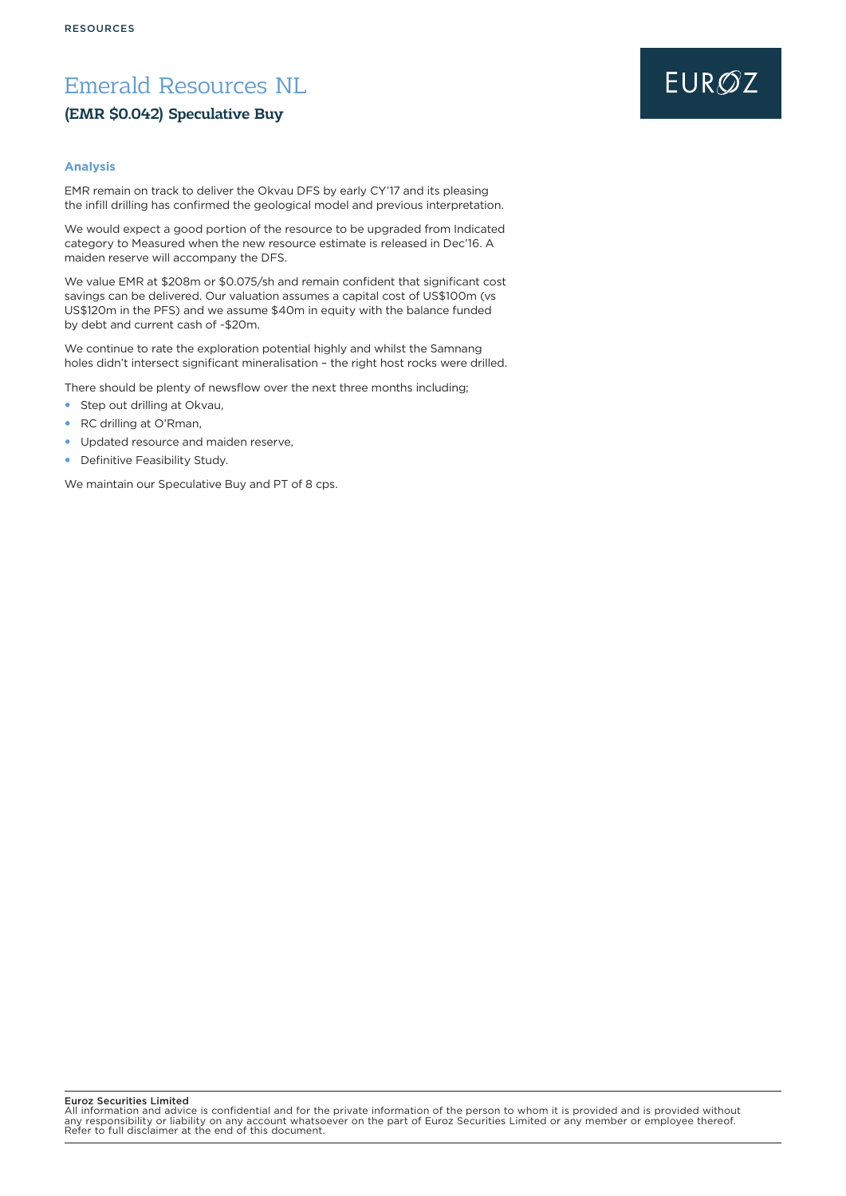# Emerald Resources NL

## (EMR $0.042) Speculative Buy

### Analysis

EMR remain on track to deliver the Okvau DFS by early CY'17 and its pleasing the infill drilling has confirmed the geological model and previous interpretation.

We would expect a good portion of the resource to be upgraded from Indicated category to Measured when the new resource estimate is released in Dec'16. A maiden reserve will accompany the DFS.

We value EMR at $208m or $0.075/sh and remain confident that significant cost savings can be delivered. Our valuation assumes a capital cost of US$100m (vs US$120m in the PFS) and we assume $40m in equity with the balance funded by debt and current cash of ~$20m.

We continue to rate the exploration potential highly and whilst the Samnang holes didn't intersect significant mineralisation – the right host rocks were drilled.

There should be plenty of newsflow over the next three months including;

- Step out drilling at Okvau,
- RC drilling at O'Rman,
- Updated resource and maiden reserve,
- Definitive Feasibility Study.

We maintain our Speculative Buy and PT of 8 cps.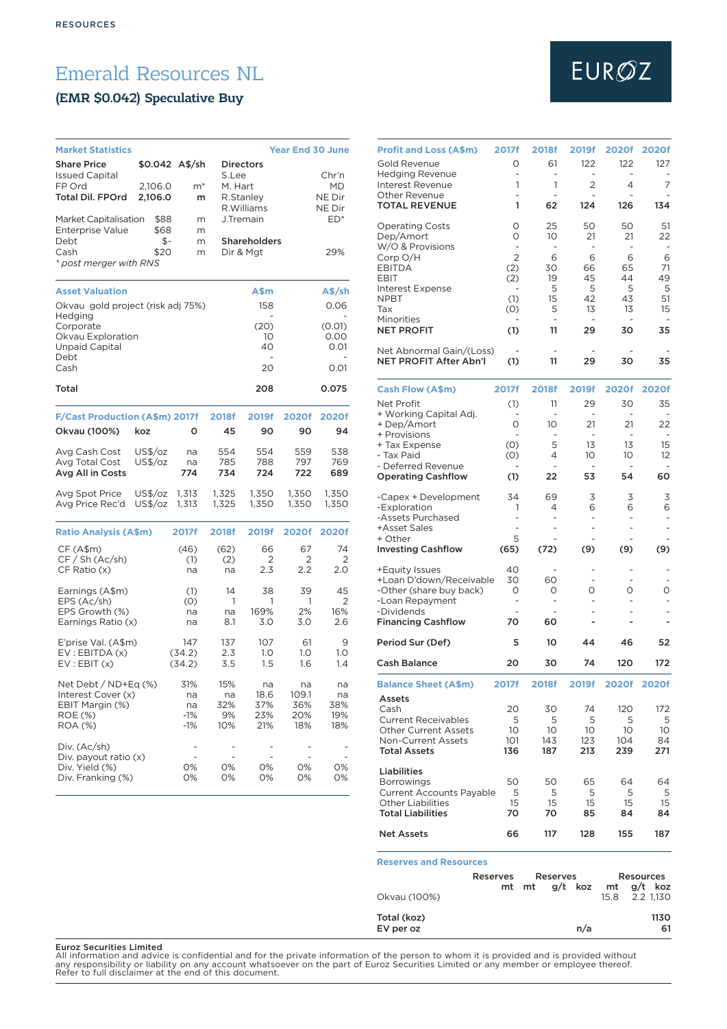RESOURCES

# Emerald Resources NL

## (EMR $0.042) Speculative Buy

| Market Statistics | | | Year End 30 June | |
|---|---|---|---|---|
| **Share Price** | $0.042 | A$/sh | **Directors** | |
| Issued Capital | | | S.Lee | Chr'n |
| FP Ord | 2,106.0 | m* | M. Hart | MD |
| **Total Dil. FPOrd** | **2,106.0** | **m** | R.Stanley | NE Dir |
| | | | R.Williams | NE Dir |
| Market Capitalisation | $88 | m | J.Tremain | ED* |
| Enterprise Value | $68 | m | | |
| Debt | $- | m | **Shareholders** | |
| Cash | $20 | m | Dir & Mgt | 29% |

*\* post merger with RNS*

| Asset Valuation | A$m | A$/sh |
|---|---|---|
| Okvau gold project (risk adj 75%) | 158 | 0.06 |
| Hedging | - | - |
| Corporate | (20) | (0.01) |
| Okvau Exploration | 10 | 0.00 |
| Unpaid Capital | 40 | 0.01 |
| Debt | - | - |
| Cash | 20 | 0.01 |
| **Total** | **208** | **0.075** |

| F/Cast Production (A$m) | | 2017f | 2018f | 2019f | 2020f | 2020f |
|---|---|---|---|---|---|---|
| **Okvau (100%)** | **koz** | **0** | **45** | **90** | **90** | **94** |
| Avg Cash Cost | US$/oz | na | 554 | 554 | 559 | 538 |
| Avg Total Cost | US$/oz | na | 785 | 788 | 797 | 769 |
| **Avg All in Costs** | | **774** | **734** | **724** | **722** | **689** |
| Avg Spot Price | US$/oz | 1,313 | 1,325 | 1,350 | 1,350 | 1,350 |
| Avg Price Rec'd | US$/oz | 1,313 | 1,325 | 1,350 | 1,350 | 1,350 |

| Ratio Analysis (A$m) | 2017f | 2018f | 2019f | 2020f | 2020f |
|---|---|---|---|---|---|
| CF (A$m) | (46) | (62) | 66 | 67 | 74 |
| CF / Sh (Ac/sh) | (1) | (2) | 2 | 2 | 2 |
| CF Ratio (x) | na | na | 2.3 | 2.2 | 2.0 |
| Earnings (A$m) | (1) | 14 | 38 | 39 | 45 |
| EPS (Ac/sh) | (0) | 1 | 1 | 1 | 2 |
| EPS Growth (%) | na | na | 169% | 2% | 16% |
| Earnings Ratio (x) | na | 8.1 | 3.0 | 3.0 | 2.6 |
| E'prise Val. (A$m) | 147 | 137 | 107 | 61 | 9 |
| EV : EBITDA (x) | (34.2) | 2.3 | 1.0 | 1.0 | 1.0 |
| EV : EBIT (x) | (34.2) | 3.5 | 1.5 | 1.6 | 1.4 |
| Net Debt / ND+Eq (%) | 31% | 15% | na | na | na |
| Interest Cover (x) | na | na | 18.6 | 109.1 | na |
| EBIT Margin (%) | na | 32% | 37% | 36% | 38% |
| ROE (%) | -1% | 9% | 23% | 20% | 19% |
| ROA (%) | -1% | 10% | 21% | 18% | 18% |
| Div. (Ac/sh) | - | - | - | - | - |
| Div. payout ratio (x) | - | - | - | - | - |
| Div. Yield (%) | 0% | 0% | 0% | 0% | 0% |
| Div. Franking (%) | 0% | 0% | 0% | 0% | 0% |

| Profit and Loss (A$m) | 2017f | 2018f | 2019f | 2020f | 2020f |
|---|---|---|---|---|---|
| Gold Revenue | 0 | 61 | 122 | 122 | 127 |
| Hedging Revenue | - | - | - | - | - |
| Interest Revenue | 1 | 1 | 2 | 4 | 7 |
| Other Revenue | - | - | - | - | - |
| **TOTAL REVENUE** | **1** | **62** | **124** | **126** | **134** |
| Operating Costs | 0 | 25 | 50 | 50 | 51 |
| Dep/Amort | 0 | 10 | 21 | 21 | 22 |
| W/O & Provisions | - | - | - | - | - |
| Corp O/H | 2 | 6 | 6 | 6 | 6 |
| EBITDA | (2) | 30 | 66 | 65 | 71 |
| EBIT | (2) | 19 | 45 | 44 | 49 |
| Interest Expense | - | 5 | 5 | 5 | 5 |
| NPBT | (1) | 15 | 42 | 43 | 51 |
| Tax | (0) | 5 | 13 | 13 | 15 |
| Minorities | - | - | - | - | - |
| **NET PROFIT** | **(1)** | **11** | **29** | **30** | **35** |
| Net Abnormal Gain/(Loss) | - | - | - | - | - |
| **NET PROFIT After Abn'l** | **(1)** | **11** | **29** | **30** | **35** |

| Cash Flow (A$m) | 2017f | 2018f | 2019f | 2020f | 2020f |
|---|---|---|---|---|---|
| Net Profit | (1) | 11 | 29 | 30 | 35 |
| + Working Capital Adj. | - | - | - | - | - |
| + Dep/Amort | 0 | 10 | 21 | 21 | 22 |
| + Provisions | - | - | - | - | - |
| + Tax Expense | (0) | 5 | 13 | 13 | 15 |
| - Tax Paid | (0) | 4 | 10 | 10 | 12 |
| - Deferred Revenue | - | - | - | - | - |
| **Operating Cashflow** | **(1)** | **22** | **53** | **54** | **60** |
| -Capex + Development | 34 | 69 | 3 | 3 | 3 |
| -Exploration | 1 | 4 | 6 | 6 | 6 |
| -Assets Purchased | - | - | - | - | - |
| +Asset Sales | - | - | - | - | - |
| + Other | 5 | - | - | - | - |
| **Investing Cashflow** | **(65)** | **(72)** | **(9)** | **(9)** | **(9)** |
| +Equity Issues | 40 | - | - | - | - |
| +Loan D'down/Receivable | 30 | 60 | - | - | - |
| -Other (share buy back) | 0 | 0 | 0 | 0 | 0 |
| -Loan Repayment | - | - | - | - | - |
| -Dividends | - | - | - | - | - |
| **Financing Cashflow** | **70** | **60** | **-** | **-** | **-** |
| **Period Sur (Def)** | **5** | **10** | **44** | **46** | **52** |
| **Cash Balance** | **20** | **30** | **74** | **120** | **172** |

| Balance Sheet (A$m) | 2017f | 2018f | 2019f | 2020f | 2020f |
|---|---|---|---|---|---|
| **Assets** | | | | | |
| Cash | 20 | 30 | 74 | 120 | 172 |
| Current Receivables | 5 | 5 | 5 | 5 | 5 |
| Other Current Assets | 10 | 10 | 10 | 10 | 10 |
| Non-Current Assets | 101 | 143 | 123 | 104 | 84 |
| **Total Assets** | **136** | **187** | **213** | **239** | **271** |
| **Liabilities** | | | | | |
| Borrowings | 50 | 50 | 65 | 64 | 64 |
| Current Accounts Payable | 5 | 5 | 5 | 5 | 5 |
| Other Liabilities | 15 | 15 | 15 | 15 | 15 |
| **Total Liabilities** | **70** | **70** | **85** | **84** | **84** |
| **Net Assets** | **66** | **117** | **128** | **155** | **187** |

**Reserves and Resources**

| | Reserves | | Reserves | | | Resources | | |
|---|---|---|---|---|---|---|---|---|
| | mt | mt | g/t | koz | | mt | g/t | koz |
| Okvau (100%) | | | | | | 15.8 | 2.2 | 1,130 |
| **Total (koz)** | | | | | | | | **1130** |
| **EV per oz** | | | | n/a | | | | **61** |

**Euroz Securities Limited**
All information and advice is confidential and for the private information of the person to whom it is provided and is provided without any responsibility or liability on any account whatsoever on the part of Euroz Securities Limited or any member or employee thereof. Refer to full disclaimer at the end of this document.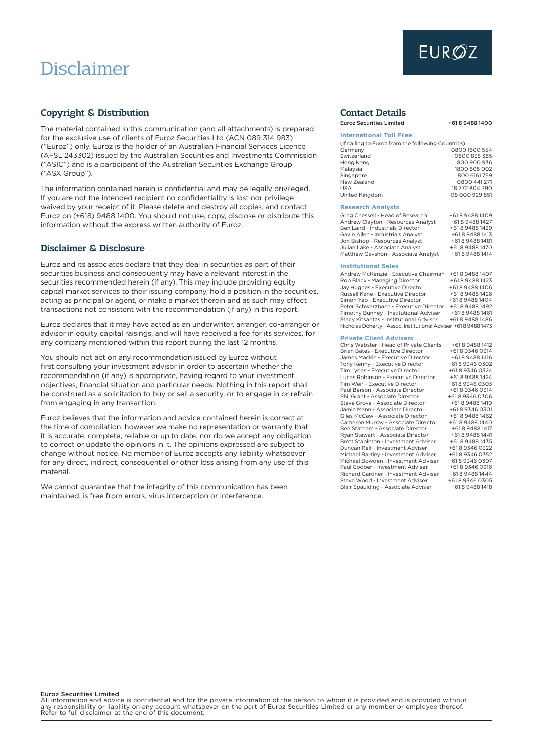# Disclaimer

EUROZ

## Copyright & Distribution

The material contained in this communication (and all attachments) is prepared for the exclusive use of clients of Euroz Securities Ltd (ACN 089 314 983) ("Euroz") only. Euroz is the holder of an Australian Financial Services Licence (AFSL 243302) issued by the Australian Securities and Investments Commission ("ASIC") and is a participant of the Australian Securities Exchange Group ("ASX Group").

The information contained herein is confidential and may be legally privileged. If you are not the intended recipient no confidentiality is lost nor privilege waived by your receipt of it. Please delete and destroy all copies, and contact Euroz on (+618) 9488 1400. You should not use, copy, disclose or distribute this information without the express written authority of Euroz.

## Disclaimer & Disclosure

Euroz and its associates declare that they deal in securities as part of their securities business and consequently may have a relevant interest in the securities recommended herein (if any). This may include providing equity capital market services to their issuing company, hold a position in the securities, acting as principal or agent, or make a market therein and as such may effect transactions not consistent with the recommendation (if any) in this report.

Euroz declares that it may have acted as an underwriter, arranger, co-arranger or advisor in equity capital raisings, and will have received a fee for its services, for any company mentioned within this report during the last 12 months.

You should not act on any recommendation issued by Euroz without first consulting your investment advisor in order to ascertain whether the recommendation (if any) is appropriate, having regard to your investment objectives, financial situation and particular needs. Nothing in this report shall be construed as a solicitation to buy or sell a security, or to engage in or refrain from engaging in any transaction.

Euroz believes that the information and advice contained herein is correct at the time of compilation, however we make no representation or warranty that it is accurate, complete, reliable or up to date, nor do we accept any obligation to correct or update the opinions in it. The opinions expressed are subject to change without notice. No member of Euroz accepts any liability whatsoever for any direct, indirect, consequential or other loss arising from any use of this material.

We cannot guarantee that the integrity of this communication has been maintained, is free from errors, virus interception or interference.

## Contact Details

| | |
|---|---|
| **Euroz Securities Limited** | **+61 8 9488 1400** |

### International Toll Free

(If calling to Euroz from the following Countries)

| | |
|---|---|
| Germany | 0800 1800 554 |
| Switzerland | 0800 835 385 |
| Hong Kong | 800 900 936 |
| Malaysia | 1800 805 002 |
| Singapore | 800 6161 759 |
| New Zealand | 0800 441 271 |
| USA | 18 772 804 390 |
| United Kingdom | 08 000 929 851 |

### Research Analysts

| | |
|---|---|
| Greg Chessell - Head of Research | +61 8 9488 1409 |
| Andrew Clayton - Resources Analyst | +61 8 9488 1427 |
| Ben Laird - Industrials Director | +61 8 9488 1429 |
| Gavin Allen - Industrials Analyst | +61 8 9488 1413 |
| Jon Bishop - Resources Analyst | +61 8 9488 1481 |
| Julian Lake - Associate Analyst | +61 8 9488 1470 |
| Matthew Gavshon - Associate Analyst | +61 8 9488 1414 |

### Institutional Sales

| | |
|---|---|
| Andrew McKenzie - Executive Chairman | +61 8 9488 1407 |
| Rob Black - Managing Director | +61 8 9488 1423 |
| Jay Hughes - Executive Director | +61 8 9488 1406 |
| Russell Kane - Executive Director | +61 8 9488 1426 |
| Simon Yeo - Executive Director | +61 8 9488 1404 |
| Peter Schwarzbach - Executive Director | +61 8 9488 1492 |
| Timothy Bunney - Institutional Adviser | +61 8 9488 1461 |
| Stacy Kitsantas - Institutional Adviser | +61 8 9488 1486 |
| Nicholas Doherty - Assoc. Institutional Adviser | +61 8 9488 1473 |

### Private Client Advisers

| | |
|---|---|
| Chris Webster - Head of Private Clients | +61 8 9488 1412 |
| Brian Bates - Executive Director | +61 8 9346 0314 |
| James Mackie - Executive Director | +61 8 9488 1416 |
| Tony Kenny - Executive Director | +61 8 9346 0302 |
| Tim Lyons - Executive Director | +61 8 9346 0324 |
| Lucas Robinson - Executive Director | +61 8 9488 1424 |
| Tim Weir - Executive Director | +61 8 9346 0303 |
| Paul Berson - Associate Director | +61 8 9346 0314 |
| Phil Grant - Associate Director | +61 8 9346 0306 |
| Steve Grove - Associate Director | +61 8 9488 1410 |
| Jamie Mann - Associate Director | +61 8 9346 0301 |
| Giles McCaw - Associate Director | +61 8 9488 1462 |
| Cameron Murray - Associate Director | +61 8 9488 1440 |
| Ben Statham - Associate Director | +61 8 9488 1417 |
| Ryan Stewart - Associate Director | +61 8 9488 1441 |
| Brett Stapleton - Investment Adviser | +61 8 9488 1435 |
| Duncan Relf - Investment Adviser | +61 8 9346 0322 |
| Michael Bartley - Investment Adviser | +61 8 9346 0352 |
| Michael Bowden - Investment Adviser | +61 8 9346 0307 |
| Paul Cooper - Investment Adviser | +61 8 9346 0316 |
| Richard Gardner - Investment Adviser | +61 8 9488 1444 |
| Steve Wood - Investment Adviser | +61 8 9346 0305 |
| Blair Spaulding - Associate Adviser | +61 8 9488 1418 |

**Euroz Securities Limited**
All information and advice is confidential and for the private information of the person to whom it is provided and is provided without any responsibility or liability on any account whatsoever on the part of Euroz Securities Limited or any member or employee thereof. Refer to full disclaimer at the end of this document.